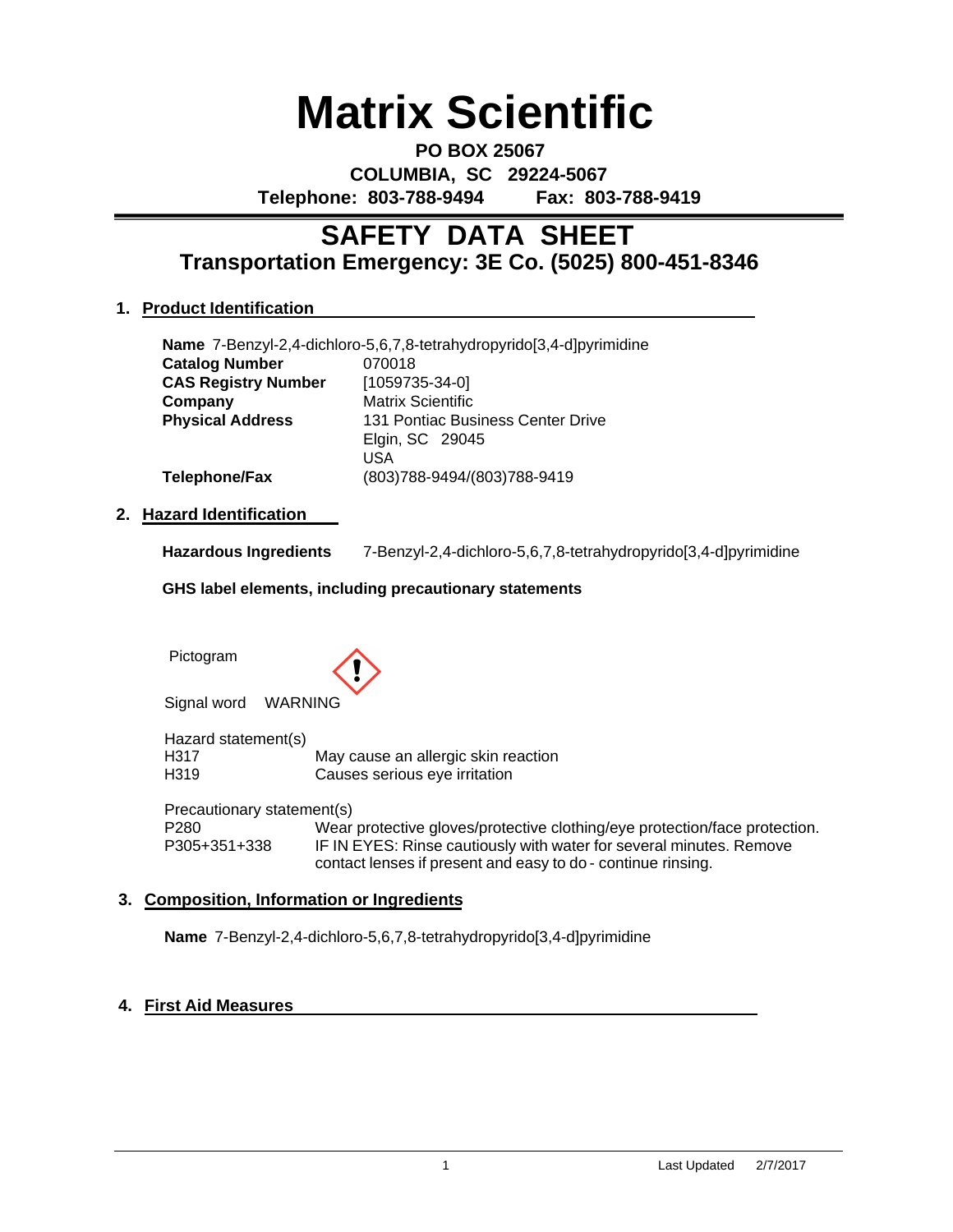# Matrix Scientific

**PO BOX 25067**
**COLUMBIA, SC 29224-5067**
**Telephone: 803-788-9494 Fax: 803-788-9419**

## SAFETY DATA SHEET
### Transportation Emergency: 3E Co. (5025) 800-451-8346

### 1. Product Identification

**Name** 7-Benzyl-2,4-dichloro-5,6,7,8-tetrahydropyrido[3,4-d]pyrimidine

| | |
|---|---|
| **Catalog Number** | 070018 |
| **CAS Registry Number** | [1059735-34-0] |
| **Company** | Matrix Scientific |
| **Physical Address** | 131 Pontiac Business Center Drive<br>Elgin, SC 29045<br>USA |
| **Telephone/Fax** | (803)788-9494/(803)788-9419 |

### 2. Hazard Identification

**Hazardous Ingredients** 7-Benzyl-2,4-dichloro-5,6,7,8-tetrahydropyrido[3,4-d]pyrimidine

**GHS label elements, including precautionary statements**

Pictogram

Signal word WARNING

Hazard statement(s)

| | |
|---|---|
| H317 | May cause an allergic skin reaction |
| H319 | Causes serious eye irritation |

Precautionary statement(s)

| | |
|---|---|
| P280 | Wear protective gloves/protective clothing/eye protection/face protection. |
| P305+351+338 | IF IN EYES: Rinse cautiously with water for several minutes. Remove contact lenses if present and easy to do - continue rinsing. |

### 3. Composition, Information or Ingredients

**Name** 7-Benzyl-2,4-dichloro-5,6,7,8-tetrahydropyrido[3,4-d]pyrimidine

### 4. First Aid Measures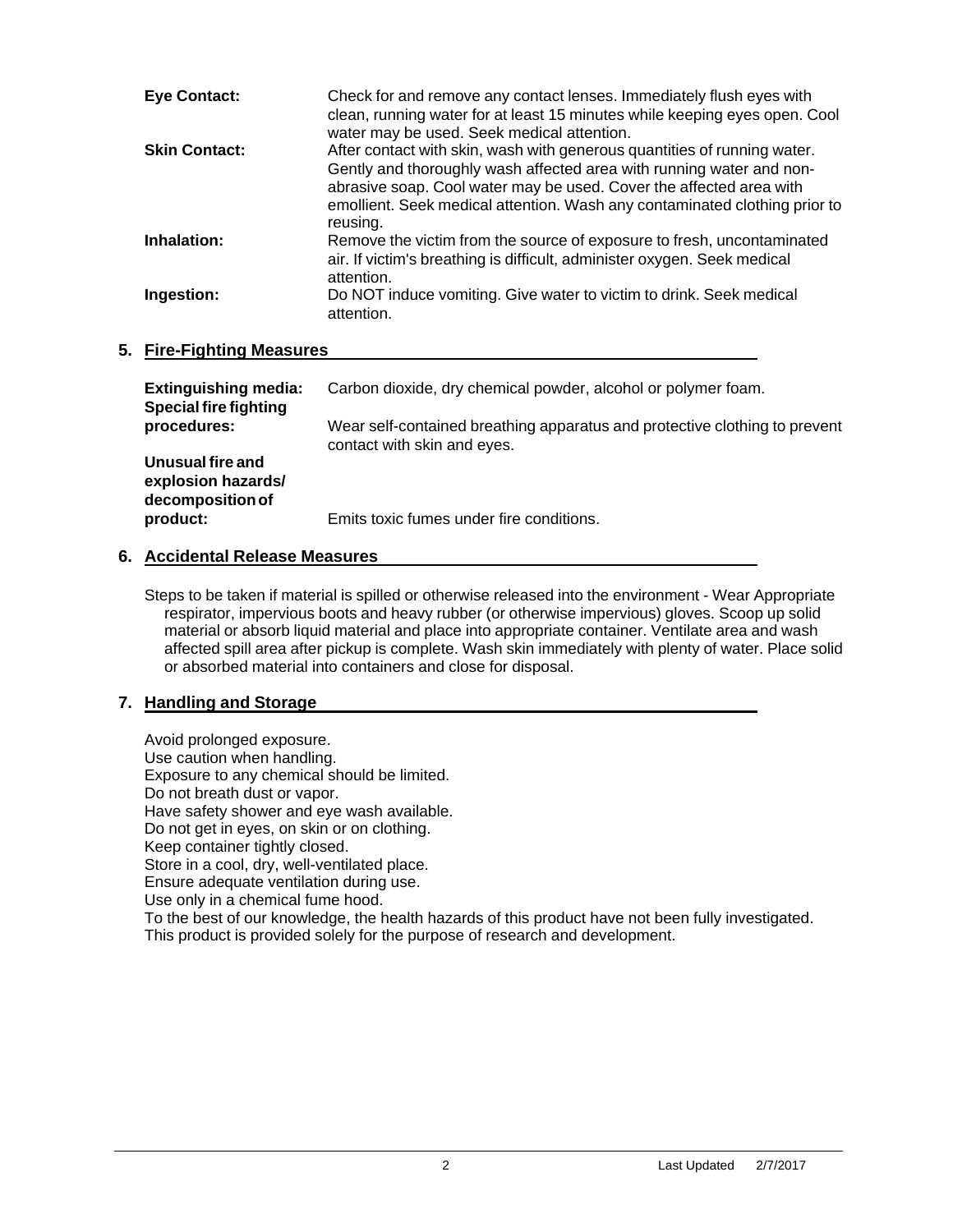**Eye Contact:** Check for and remove any contact lenses. Immediately flush eyes with clean, running water for at least 15 minutes while keeping eyes open. Cool water may be used. Seek medical attention.

**Skin Contact:** After contact with skin, wash with generous quantities of running water. Gently and thoroughly wash affected area with running water and non-abrasive soap. Cool water may be used. Cover the affected area with emollient. Seek medical attention. Wash any contaminated clothing prior to reusing.

**Inhalation:** Remove the victim from the source of exposure to fresh, uncontaminated air. If victim's breathing is difficult, administer oxygen. Seek medical attention.

**Ingestion:** Do NOT induce vomiting. Give water to victim to drink. Seek medical attention.

## 5. Fire-Fighting Measures

**Extinguishing media:** Carbon dioxide, dry chemical powder, alcohol or polymer foam.

**Special fire fighting procedures:** Wear self-contained breathing apparatus and protective clothing to prevent contact with skin and eyes.

**Unusual fire and explosion hazards/ decomposition of product:** Emits toxic fumes under fire conditions.

## 6. Accidental Release Measures

Steps to be taken if material is spilled or otherwise released into the environment - Wear Appropriate respirator, impervious boots and heavy rubber (or otherwise impervious) gloves. Scoop up solid material or absorb liquid material and place into appropriate container. Ventilate area and wash affected spill area after pickup is complete. Wash skin immediately with plenty of water. Place solid or absorbed material into containers and close for disposal.

## 7. Handling and Storage

Avoid prolonged exposure.
Use caution when handling.
Exposure to any chemical should be limited.
Do not breath dust or vapor.
Have safety shower and eye wash available.
Do not get in eyes, on skin or on clothing.
Keep container tightly closed.
Store in a cool, dry, well-ventilated place.
Ensure adequate ventilation during use.
Use only in a chemical fume hood.
To the best of our knowledge, the health hazards of this product have not been fully investigated.
This product is provided solely for the purpose of research and development.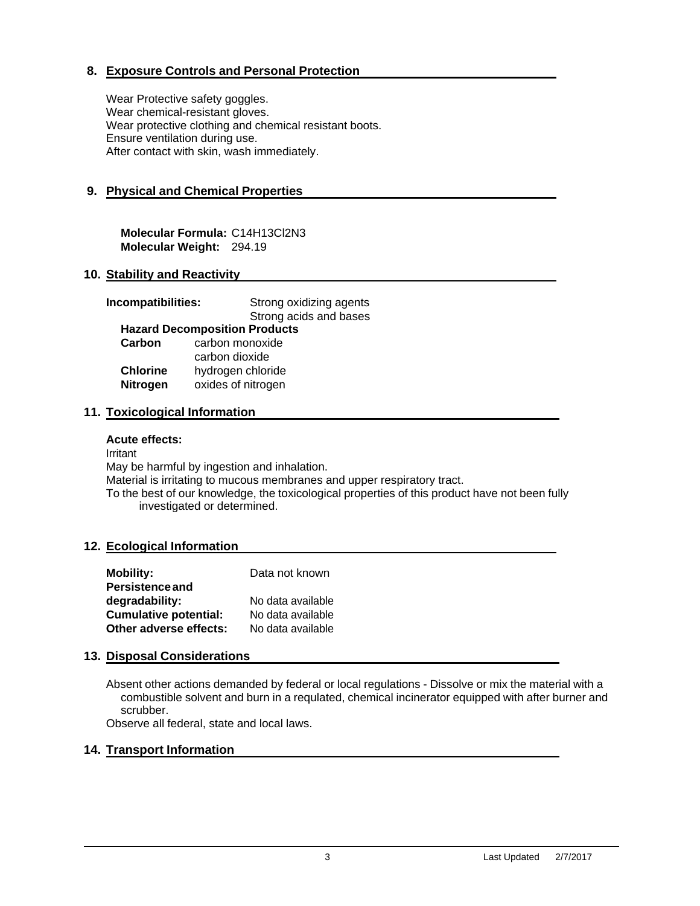## 8. Exposure Controls and Personal Protection

Wear Protective safety goggles.
Wear chemical-resistant gloves.
Wear protective clothing and chemical resistant boots.
Ensure ventilation during use.
After contact with skin, wash immediately.

## 9. Physical and Chemical Properties

**Molecular Formula:** $C_{14}H_{13}Cl_2N_3$
**Molecular Weight:** 294.19

## 10. Stability and Reactivity

**Incompatibilities:** Strong oxidizing agents
Strong acids and bases

**Hazard Decomposition Products**

| | |
|---|---|
| **Carbon** | carbon monoxide |
| | carbon dioxide |
| **Chlorine** | hydrogen chloride |
| **Nitrogen** | oxides of nitrogen |

## 11. Toxicological Information

**Acute effects:**

Irritant
May be harmful by ingestion and inhalation.
Material is irritating to mucous membranes and upper respiratory tract.
To the best of our knowledge, the toxicological properties of this product have not been fully investigated or determined.

## 12. Ecological Information

| | |
|---|---|
| **Mobility:** | Data not known |
| **Persistence and degradability:** | No data available |
| **Cumulative potential:** | No data available |
| **Other adverse effects:** | No data available |

## 13. Disposal Considerations

Absent other actions demanded by federal or local regulations - Dissolve or mix the material with a combustible solvent and burn in a requlated, chemical incinerator equipped with after burner and scrubber.
Observe all federal, state and local laws.

## 14. Transport Information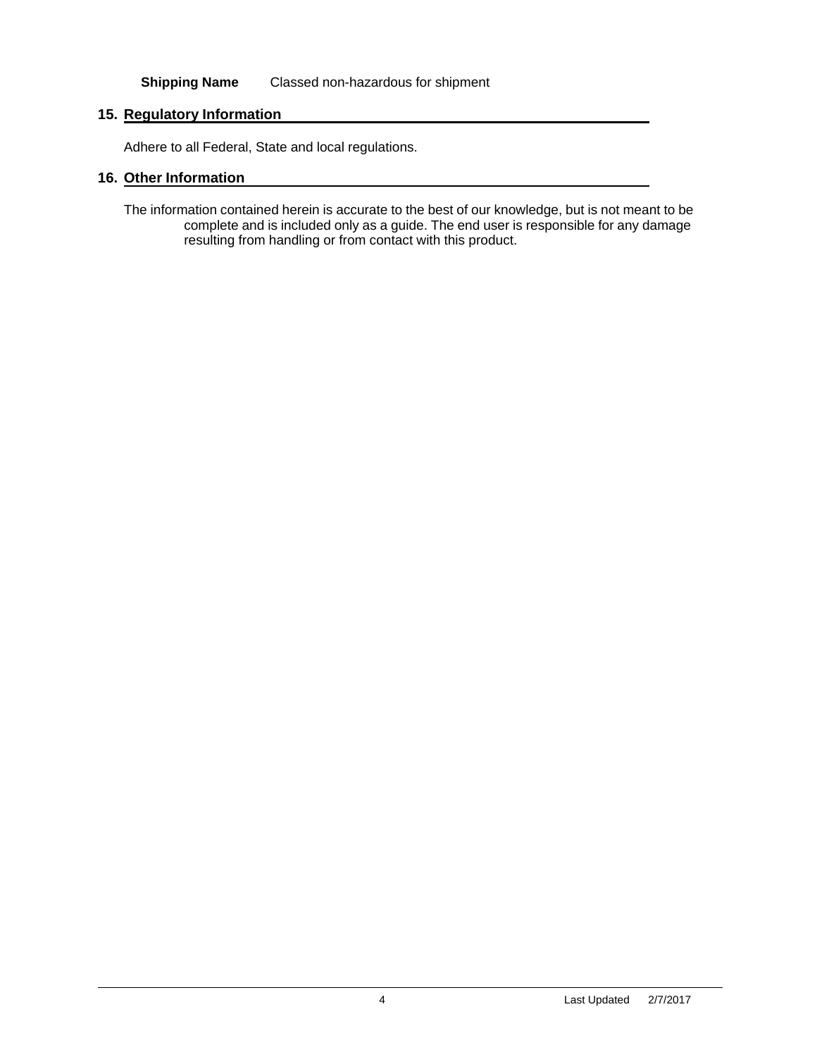**Shipping Name** Classed non-hazardous for shipment

## 15. Regulatory Information

Adhere to all Federal, State and local regulations.

## 16. Other Information

The information contained herein is accurate to the best of our knowledge, but is not meant to be complete and is included only as a guide. The end user is responsible for any damage resulting from handling or from contact with this product.

Last Updated 2/7/2017